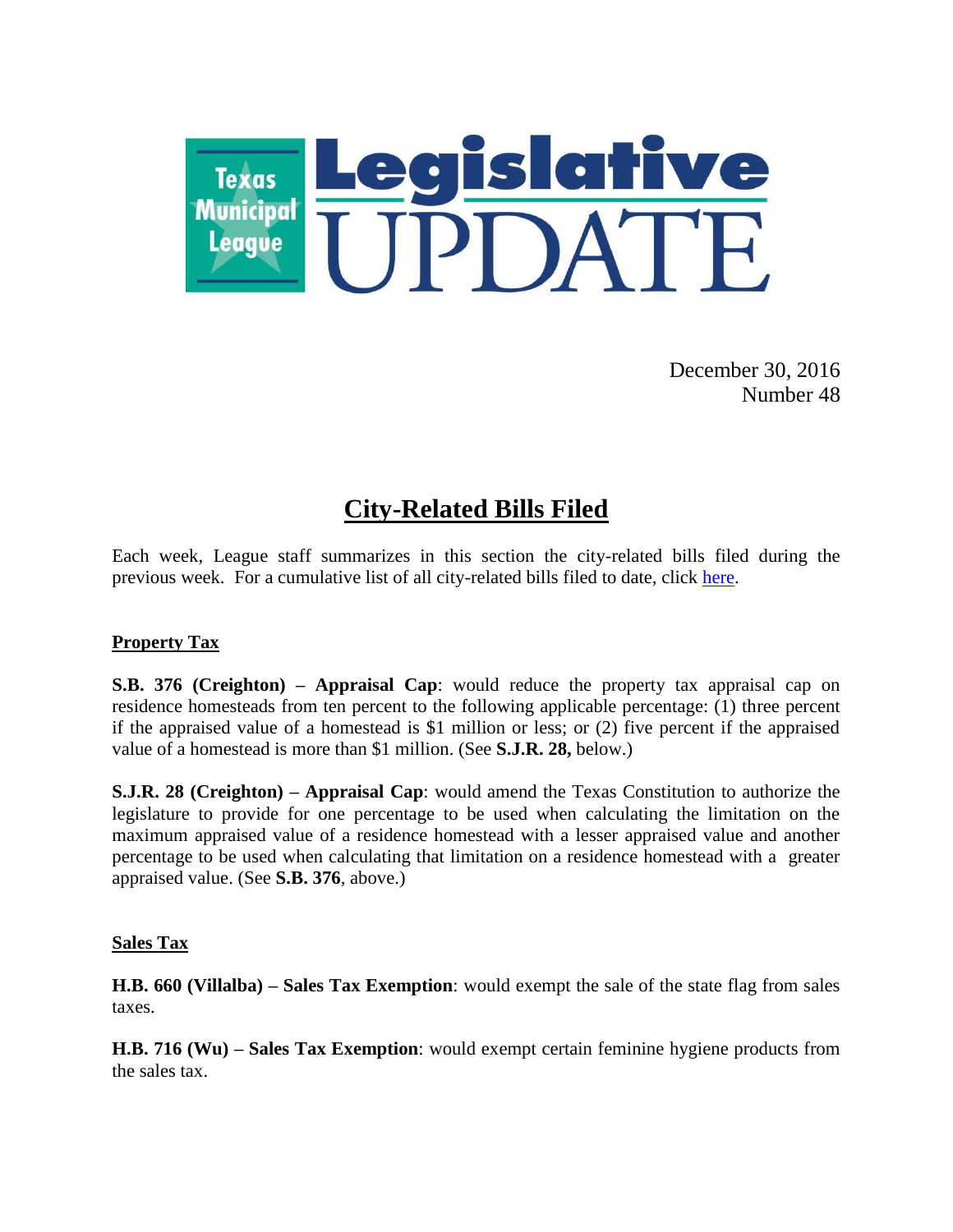# Texas Municipal League Legislative UPDATE

December 30, 2016
Number 48

## City-Related Bills Filed

Each week, League staff summarizes in this section the city-related bills filed during the previous week. For a cumulative list of all city-related bills filed to date, click here.

### Property Tax

**S.B. 376 (Creighton) – Appraisal Cap**: would reduce the property tax appraisal cap on residence homesteads from ten percent to the following applicable percentage: (1) three percent if the appraised value of a homestead is $1 million or less; or (2) five percent if the appraised value of a homestead is more than $1 million. (See **S.J.R. 28,** below.)

**S.J.R. 28 (Creighton) – Appraisal Cap**: would amend the Texas Constitution to authorize the legislature to provide for one percentage to be used when calculating the limitation on the maximum appraised value of a residence homestead with a lesser appraised value and another percentage to be used when calculating that limitation on a residence homestead with a greater appraised value. (See **S.B. 376**, above.)

### Sales Tax

**H.B. 660 (Villalba) – Sales Tax Exemption**: would exempt the sale of the state flag from sales taxes.

**H.B. 716 (Wu) – Sales Tax Exemption**: would exempt certain feminine hygiene products from the sales tax.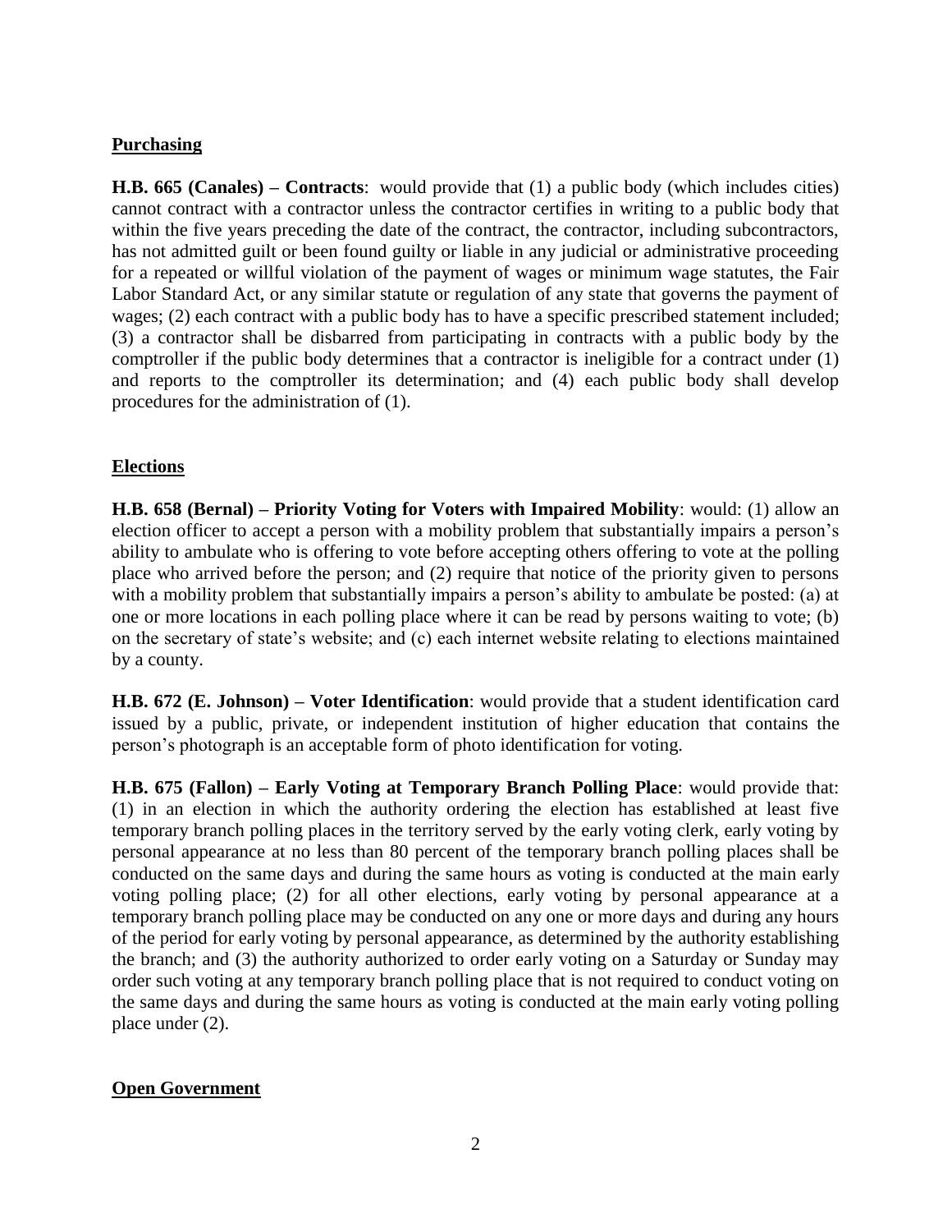## Purchasing

**H.B. 665 (Canales) – Contracts**: would provide that (1) a public body (which includes cities) cannot contract with a contractor unless the contractor certifies in writing to a public body that within the five years preceding the date of the contract, the contractor, including subcontractors, has not admitted guilt or been found guilty or liable in any judicial or administrative proceeding for a repeated or willful violation of the payment of wages or minimum wage statutes, the Fair Labor Standard Act, or any similar statute or regulation of any state that governs the payment of wages; (2) each contract with a public body has to have a specific prescribed statement included; (3) a contractor shall be disbarred from participating in contracts with a public body by the comptroller if the public body determines that a contractor is ineligible for a contract under (1) and reports to the comptroller its determination; and (4) each public body shall develop procedures for the administration of (1).

## Elections

**H.B. 658 (Bernal) – Priority Voting for Voters with Impaired Mobility**: would: (1) allow an election officer to accept a person with a mobility problem that substantially impairs a person's ability to ambulate who is offering to vote before accepting others offering to vote at the polling place who arrived before the person; and (2) require that notice of the priority given to persons with a mobility problem that substantially impairs a person's ability to ambulate be posted: (a) at one or more locations in each polling place where it can be read by persons waiting to vote; (b) on the secretary of state's website; and (c) each internet website relating to elections maintained by a county.

**H.B. 672 (E. Johnson) – Voter Identification**: would provide that a student identification card issued by a public, private, or independent institution of higher education that contains the person's photograph is an acceptable form of photo identification for voting.

**H.B. 675 (Fallon) – Early Voting at Temporary Branch Polling Place**: would provide that: (1) in an election in which the authority ordering the election has established at least five temporary branch polling places in the territory served by the early voting clerk, early voting by personal appearance at no less than 80 percent of the temporary branch polling places shall be conducted on the same days and during the same hours as voting is conducted at the main early voting polling place; (2) for all other elections, early voting by personal appearance at a temporary branch polling place may be conducted on any one or more days and during any hours of the period for early voting by personal appearance, as determined by the authority establishing the branch; and (3) the authority authorized to order early voting on a Saturday or Sunday may order such voting at any temporary branch polling place that is not required to conduct voting on the same days and during the same hours as voting is conducted at the main early voting polling place under (2).

## Open Government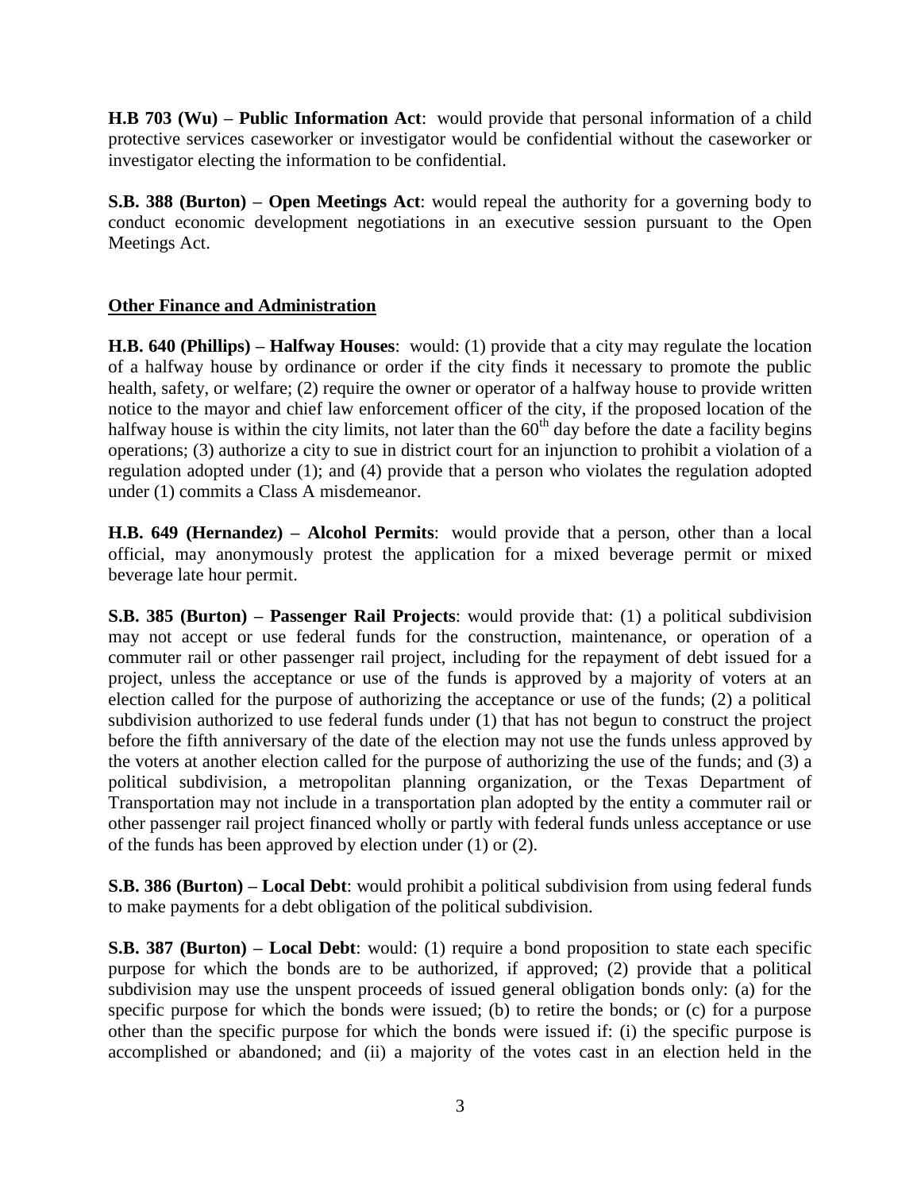**H.B 703 (Wu) – Public Information Act**: would provide that personal information of a child protective services caseworker or investigator would be confidential without the caseworker or investigator electing the information to be confidential.

**S.B. 388 (Burton) – Open Meetings Act**: would repeal the authority for a governing body to conduct economic development negotiations in an executive session pursuant to the Open Meetings Act.

**Other Finance and Administration**

**H.B. 640 (Phillips) – Halfway Houses**: would: (1) provide that a city may regulate the location of a halfway house by ordinance or order if the city finds it necessary to promote the public health, safety, or welfare; (2) require the owner or operator of a halfway house to provide written notice to the mayor and chief law enforcement officer of the city, if the proposed location of the halfway house is within the city limits, not later than the 60th day before the date a facility begins operations; (3) authorize a city to sue in district court for an injunction to prohibit a violation of a regulation adopted under (1); and (4) provide that a person who violates the regulation adopted under (1) commits a Class A misdemeanor.

**H.B. 649 (Hernandez) – Alcohol Permits**: would provide that a person, other than a local official, may anonymously protest the application for a mixed beverage permit or mixed beverage late hour permit.

**S.B. 385 (Burton) – Passenger Rail Projects**: would provide that: (1) a political subdivision may not accept or use federal funds for the construction, maintenance, or operation of a commuter rail or other passenger rail project, including for the repayment of debt issued for a project, unless the acceptance or use of the funds is approved by a majority of voters at an election called for the purpose of authorizing the acceptance or use of the funds; (2) a political subdivision authorized to use federal funds under (1) that has not begun to construct the project before the fifth anniversary of the date of the election may not use the funds unless approved by the voters at another election called for the purpose of authorizing the use of the funds; and (3) a political subdivision, a metropolitan planning organization, or the Texas Department of Transportation may not include in a transportation plan adopted by the entity a commuter rail or other passenger rail project financed wholly or partly with federal funds unless acceptance or use of the funds has been approved by election under (1) or (2).

**S.B. 386 (Burton) – Local Debt**: would prohibit a political subdivision from using federal funds to make payments for a debt obligation of the political subdivision.

**S.B. 387 (Burton) – Local Debt**: would: (1) require a bond proposition to state each specific purpose for which the bonds are to be authorized, if approved; (2) provide that a political subdivision may use the unspent proceeds of issued general obligation bonds only: (a) for the specific purpose for which the bonds were issued; (b) to retire the bonds; or (c) for a purpose other than the specific purpose for which the bonds were issued if: (i) the specific purpose is accomplished or abandoned; and (ii) a majority of the votes cast in an election held in the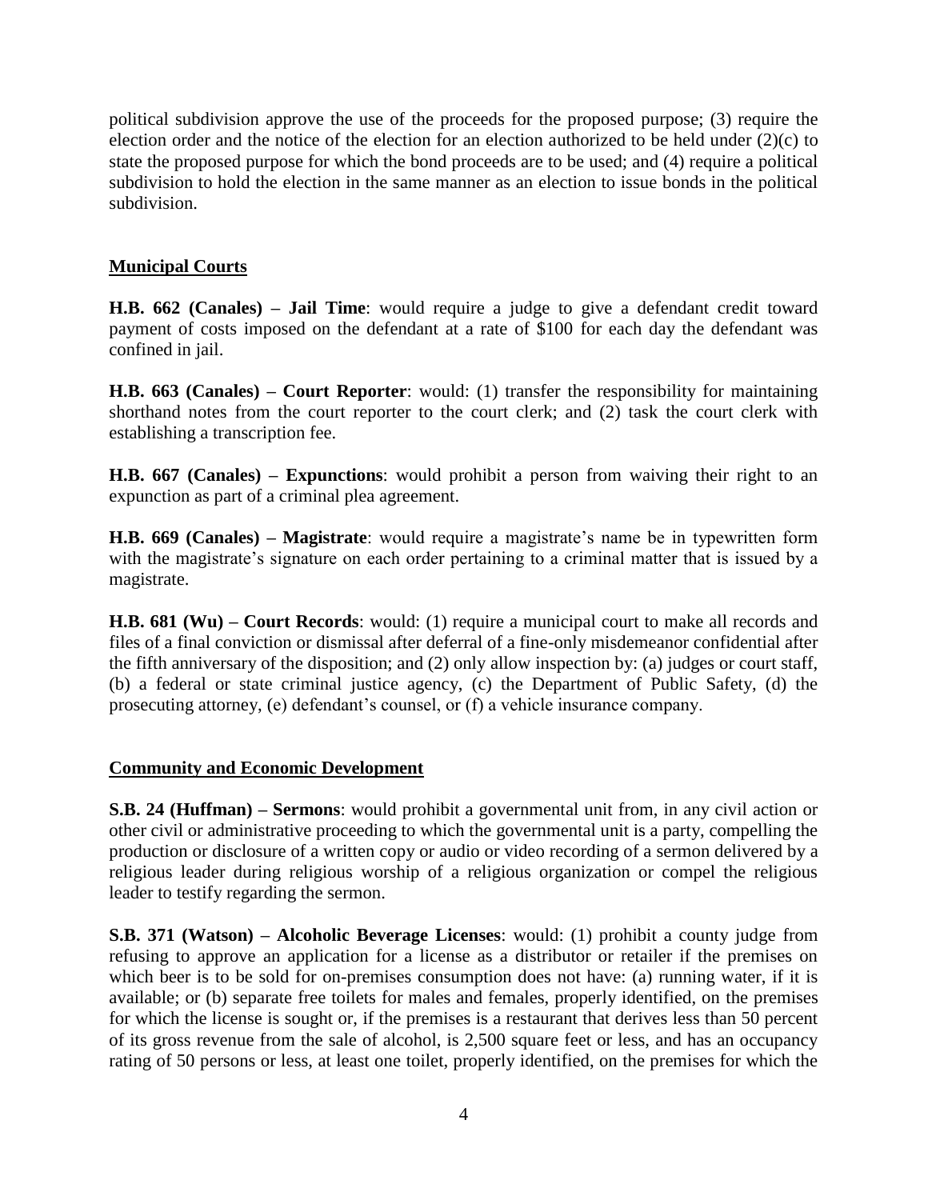political subdivision approve the use of the proceeds for the proposed purpose; (3) require the election order and the notice of the election for an election authorized to be held under (2)(c) to state the proposed purpose for which the bond proceeds are to be used; and (4) require a political subdivision to hold the election in the same manner as an election to issue bonds in the political subdivision.

## Municipal Courts

**H.B. 662 (Canales) – Jail Time**: would require a judge to give a defendant credit toward payment of costs imposed on the defendant at a rate of $100 for each day the defendant was confined in jail.

**H.B. 663 (Canales) – Court Reporter**: would: (1) transfer the responsibility for maintaining shorthand notes from the court reporter to the court clerk; and (2) task the court clerk with establishing a transcription fee.

**H.B. 667 (Canales) – Expunctions**: would prohibit a person from waiving their right to an expunction as part of a criminal plea agreement.

**H.B. 669 (Canales) – Magistrate**: would require a magistrate's name be in typewritten form with the magistrate's signature on each order pertaining to a criminal matter that is issued by a magistrate.

**H.B. 681 (Wu) – Court Records**: would: (1) require a municipal court to make all records and files of a final conviction or dismissal after deferral of a fine-only misdemeanor confidential after the fifth anniversary of the disposition; and (2) only allow inspection by: (a) judges or court staff, (b) a federal or state criminal justice agency, (c) the Department of Public Safety, (d) the prosecuting attorney, (e) defendant's counsel, or (f) a vehicle insurance company.

## Community and Economic Development

**S.B. 24 (Huffman) – Sermons**: would prohibit a governmental unit from, in any civil action or other civil or administrative proceeding to which the governmental unit is a party, compelling the production or disclosure of a written copy or audio or video recording of a sermon delivered by a religious leader during religious worship of a religious organization or compel the religious leader to testify regarding the sermon.

**S.B. 371 (Watson) – Alcoholic Beverage Licenses**: would: (1) prohibit a county judge from refusing to approve an application for a license as a distributor or retailer if the premises on which beer is to be sold for on-premises consumption does not have: (a) running water, if it is available; or (b) separate free toilets for males and females, properly identified, on the premises for which the license is sought or, if the premises is a restaurant that derives less than 50 percent of its gross revenue from the sale of alcohol, is 2,500 square feet or less, and has an occupancy rating of 50 persons or less, at least one toilet, properly identified, on the premises for which the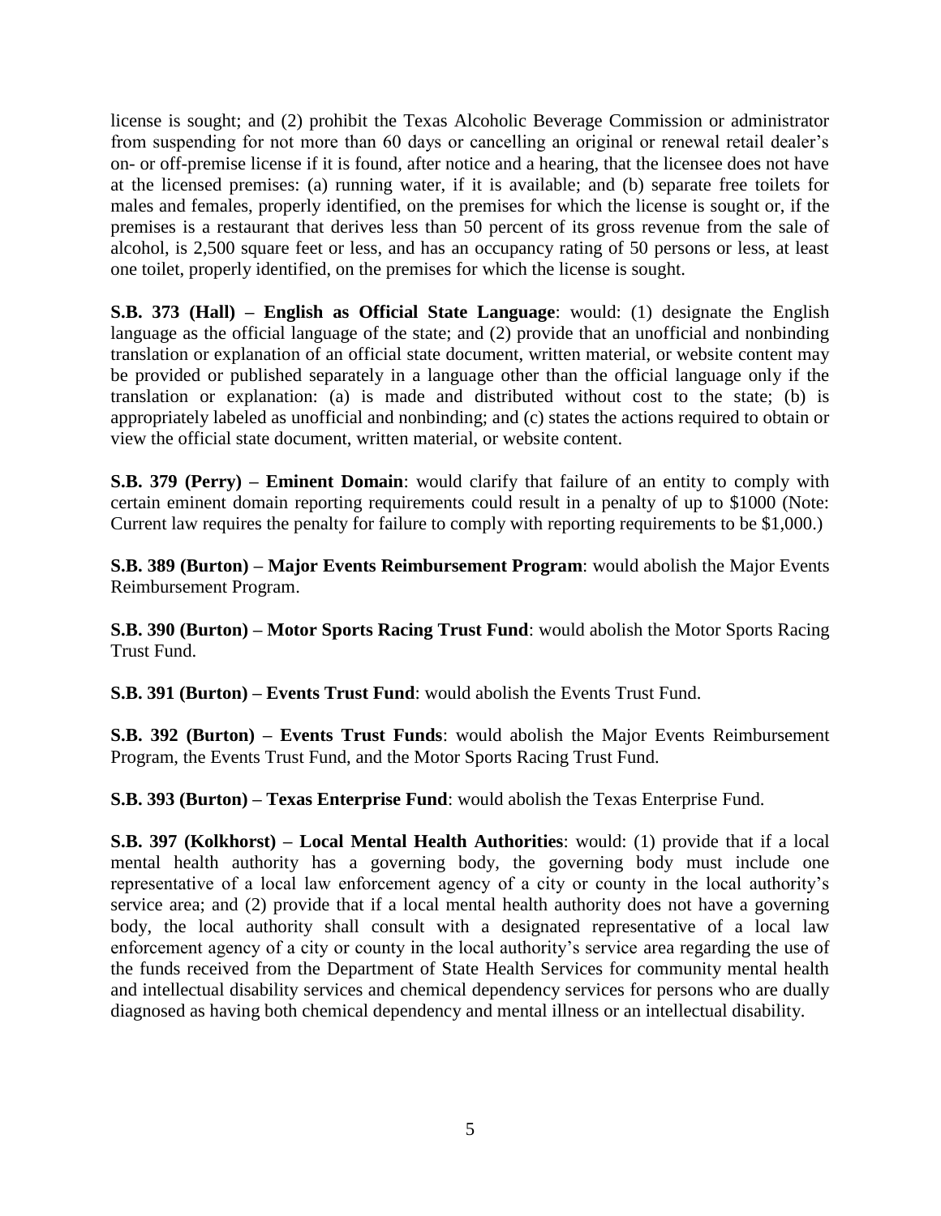license is sought; and (2) prohibit the Texas Alcoholic Beverage Commission or administrator from suspending for not more than 60 days or cancelling an original or renewal retail dealer's on- or off-premise license if it is found, after notice and a hearing, that the licensee does not have at the licensed premises: (a) running water, if it is available; and (b) separate free toilets for males and females, properly identified, on the premises for which the license is sought or, if the premises is a restaurant that derives less than 50 percent of its gross revenue from the sale of alcohol, is 2,500 square feet or less, and has an occupancy rating of 50 persons or less, at least one toilet, properly identified, on the premises for which the license is sought.

**S.B. 373 (Hall) – English as Official State Language**: would: (1) designate the English language as the official language of the state; and (2) provide that an unofficial and nonbinding translation or explanation of an official state document, written material, or website content may be provided or published separately in a language other than the official language only if the translation or explanation: (a) is made and distributed without cost to the state; (b) is appropriately labeled as unofficial and nonbinding; and (c) states the actions required to obtain or view the official state document, written material, or website content.

**S.B. 379 (Perry) – Eminent Domain**: would clarify that failure of an entity to comply with certain eminent domain reporting requirements could result in a penalty of up to $1000 (Note: Current law requires the penalty for failure to comply with reporting requirements to be $1,000.)

**S.B. 389 (Burton) – Major Events Reimbursement Program**: would abolish the Major Events Reimbursement Program.

**S.B. 390 (Burton) – Motor Sports Racing Trust Fund**: would abolish the Motor Sports Racing Trust Fund.

**S.B. 391 (Burton) – Events Trust Fund**: would abolish the Events Trust Fund.

**S.B. 392 (Burton) – Events Trust Funds**: would abolish the Major Events Reimbursement Program, the Events Trust Fund, and the Motor Sports Racing Trust Fund.

**S.B. 393 (Burton) – Texas Enterprise Fund**: would abolish the Texas Enterprise Fund.

**S.B. 397 (Kolkhorst) – Local Mental Health Authorities**: would: (1) provide that if a local mental health authority has a governing body, the governing body must include one representative of a local law enforcement agency of a city or county in the local authority's service area; and (2) provide that if a local mental health authority does not have a governing body, the local authority shall consult with a designated representative of a local law enforcement agency of a city or county in the local authority's service area regarding the use of the funds received from the Department of State Health Services for community mental health and intellectual disability services and chemical dependency services for persons who are dually diagnosed as having both chemical dependency and mental illness or an intellectual disability.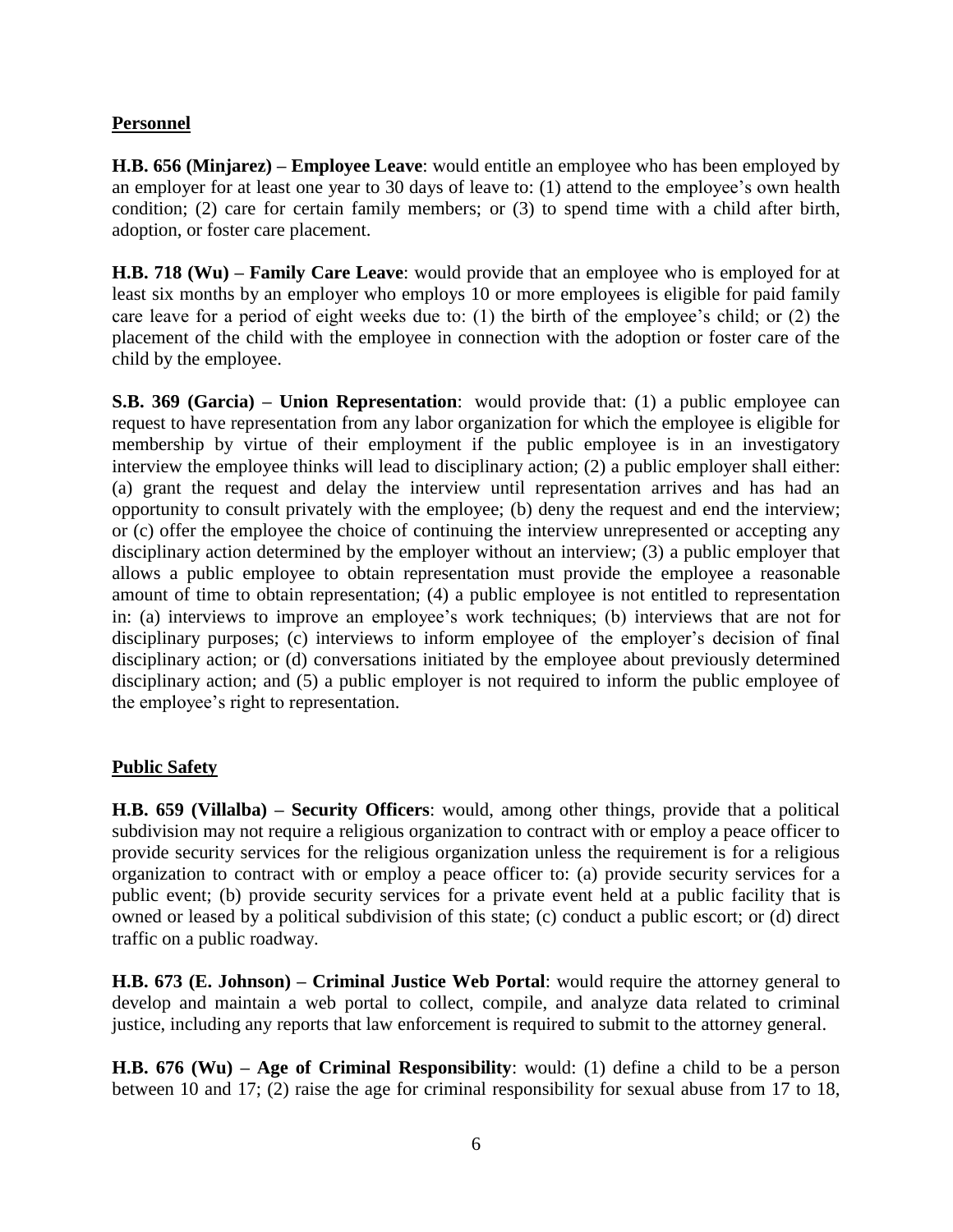## Personnel

**H.B. 656 (Minjarez) – Employee Leave**: would entitle an employee who has been employed by an employer for at least one year to 30 days of leave to: (1) attend to the employee's own health condition; (2) care for certain family members; or (3) to spend time with a child after birth, adoption, or foster care placement.

**H.B. 718 (Wu) – Family Care Leave**: would provide that an employee who is employed for at least six months by an employer who employs 10 or more employees is eligible for paid family care leave for a period of eight weeks due to: (1) the birth of the employee's child; or (2) the placement of the child with the employee in connection with the adoption or foster care of the child by the employee.

**S.B. 369 (Garcia) – Union Representation**: would provide that: (1) a public employee can request to have representation from any labor organization for which the employee is eligible for membership by virtue of their employment if the public employee is in an investigatory interview the employee thinks will lead to disciplinary action; (2) a public employer shall either: (a) grant the request and delay the interview until representation arrives and has had an opportunity to consult privately with the employee; (b) deny the request and end the interview; or (c) offer the employee the choice of continuing the interview unrepresented or accepting any disciplinary action determined by the employer without an interview; (3) a public employer that allows a public employee to obtain representation must provide the employee a reasonable amount of time to obtain representation; (4) a public employee is not entitled to representation in: (a) interviews to improve an employee's work techniques; (b) interviews that are not for disciplinary purposes; (c) interviews to inform employee of the employer's decision of final disciplinary action; or (d) conversations initiated by the employee about previously determined disciplinary action; and (5) a public employer is not required to inform the public employee of the employee's right to representation.

## Public Safety

**H.B. 659 (Villalba) – Security Officers**: would, among other things, provide that a political subdivision may not require a religious organization to contract with or employ a peace officer to provide security services for the religious organization unless the requirement is for a religious organization to contract with or employ a peace officer to: (a) provide security services for a public event; (b) provide security services for a private event held at a public facility that is owned or leased by a political subdivision of this state; (c) conduct a public escort; or (d) direct traffic on a public roadway.

**H.B. 673 (E. Johnson) – Criminal Justice Web Portal**: would require the attorney general to develop and maintain a web portal to collect, compile, and analyze data related to criminal justice, including any reports that law enforcement is required to submit to the attorney general.

**H.B. 676 (Wu) – Age of Criminal Responsibility**: would: (1) define a child to be a person between 10 and 17; (2) raise the age for criminal responsibility for sexual abuse from 17 to 18,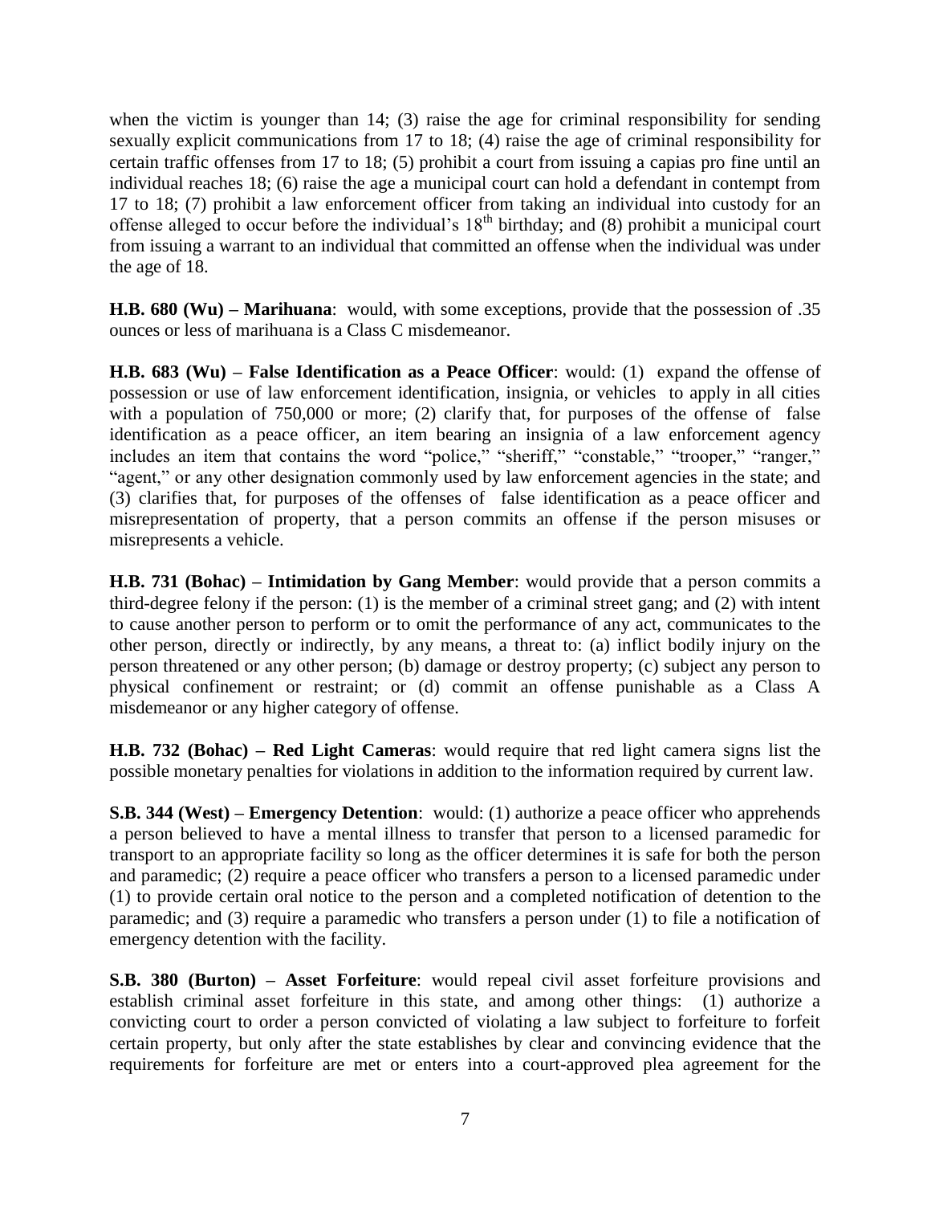when the victim is younger than 14; (3) raise the age for criminal responsibility for sending sexually explicit communications from 17 to 18; (4) raise the age of criminal responsibility for certain traffic offenses from 17 to 18; (5) prohibit a court from issuing a capias pro fine until an individual reaches 18; (6) raise the age a municipal court can hold a defendant in contempt from 17 to 18; (7) prohibit a law enforcement officer from taking an individual into custody for an offense alleged to occur before the individual's 18th birthday; and (8) prohibit a municipal court from issuing a warrant to an individual that committed an offense when the individual was under the age of 18.

**H.B. 680 (Wu) – Marihuana**: would, with some exceptions, provide that the possession of .35 ounces or less of marihuana is a Class C misdemeanor.

**H.B. 683 (Wu) – False Identification as a Peace Officer**: would: (1) expand the offense of possession or use of law enforcement identification, insignia, or vehicles to apply in all cities with a population of 750,000 or more; (2) clarify that, for purposes of the offense of false identification as a peace officer, an item bearing an insignia of a law enforcement agency includes an item that contains the word "police," "sheriff," "constable," "trooper," "ranger," "agent," or any other designation commonly used by law enforcement agencies in the state; and (3) clarifies that, for purposes of the offenses of false identification as a peace officer and misrepresentation of property, that a person commits an offense if the person misuses or misrepresents a vehicle.

**H.B. 731 (Bohac) – Intimidation by Gang Member**: would provide that a person commits a third-degree felony if the person: (1) is the member of a criminal street gang; and (2) with intent to cause another person to perform or to omit the performance of any act, communicates to the other person, directly or indirectly, by any means, a threat to: (a) inflict bodily injury on the person threatened or any other person; (b) damage or destroy property; (c) subject any person to physical confinement or restraint; or (d) commit an offense punishable as a Class A misdemeanor or any higher category of offense.

**H.B. 732 (Bohac) – Red Light Cameras**: would require that red light camera signs list the possible monetary penalties for violations in addition to the information required by current law.

**S.B. 344 (West) – Emergency Detention**: would: (1) authorize a peace officer who apprehends a person believed to have a mental illness to transfer that person to a licensed paramedic for transport to an appropriate facility so long as the officer determines it is safe for both the person and paramedic; (2) require a peace officer who transfers a person to a licensed paramedic under (1) to provide certain oral notice to the person and a completed notification of detention to the paramedic; and (3) require a paramedic who transfers a person under (1) to file a notification of emergency detention with the facility.

**S.B. 380 (Burton) – Asset Forfeiture**: would repeal civil asset forfeiture provisions and establish criminal asset forfeiture in this state, and among other things: (1) authorize a convicting court to order a person convicted of violating a law subject to forfeiture to forfeit certain property, but only after the state establishes by clear and convincing evidence that the requirements for forfeiture are met or enters into a court-approved plea agreement for the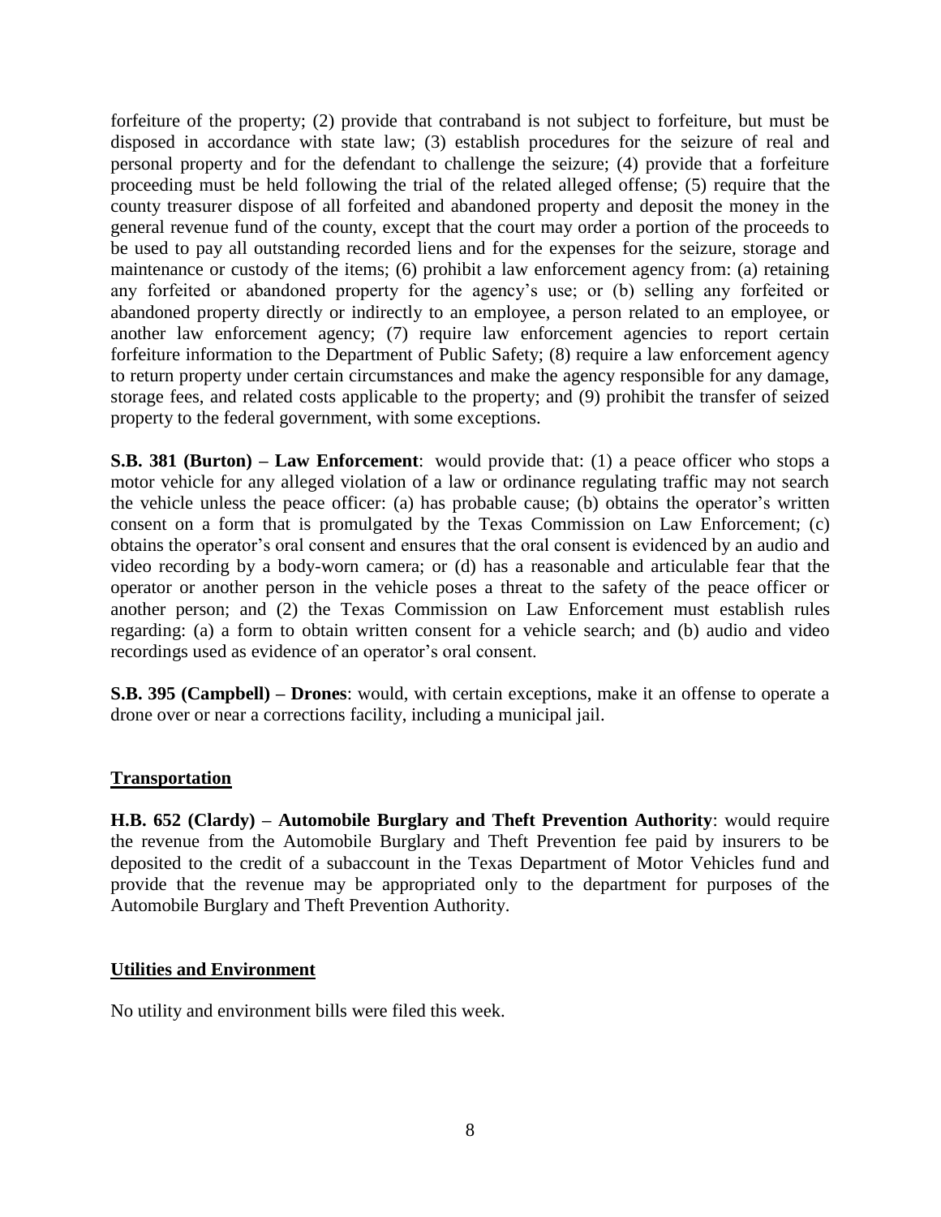forfeiture of the property; (2) provide that contraband is not subject to forfeiture, but must be disposed in accordance with state law; (3) establish procedures for the seizure of real and personal property and for the defendant to challenge the seizure; (4) provide that a forfeiture proceeding must be held following the trial of the related alleged offense; (5) require that the county treasurer dispose of all forfeited and abandoned property and deposit the money in the general revenue fund of the county, except that the court may order a portion of the proceeds to be used to pay all outstanding recorded liens and for the expenses for the seizure, storage and maintenance or custody of the items; (6) prohibit a law enforcement agency from: (a) retaining any forfeited or abandoned property for the agency's use; or (b) selling any forfeited or abandoned property directly or indirectly to an employee, a person related to an employee, or another law enforcement agency; (7) require law enforcement agencies to report certain forfeiture information to the Department of Public Safety; (8) require a law enforcement agency to return property under certain circumstances and make the agency responsible for any damage, storage fees, and related costs applicable to the property; and (9) prohibit the transfer of seized property to the federal government, with some exceptions.

**S.B. 381 (Burton) – Law Enforcement**: would provide that: (1) a peace officer who stops a motor vehicle for any alleged violation of a law or ordinance regulating traffic may not search the vehicle unless the peace officer: (a) has probable cause; (b) obtains the operator's written consent on a form that is promulgated by the Texas Commission on Law Enforcement; (c) obtains the operator's oral consent and ensures that the oral consent is evidenced by an audio and video recording by a body-worn camera; or (d) has a reasonable and articulable fear that the operator or another person in the vehicle poses a threat to the safety of the peace officer or another person; and (2) the Texas Commission on Law Enforcement must establish rules regarding: (a) a form to obtain written consent for a vehicle search; and (b) audio and video recordings used as evidence of an operator's oral consent.

**S.B. 395 (Campbell) – Drones**: would, with certain exceptions, make it an offense to operate a drone over or near a corrections facility, including a municipal jail.

## Transportation

**H.B. 652 (Clardy) – Automobile Burglary and Theft Prevention Authority**: would require the revenue from the Automobile Burglary and Theft Prevention fee paid by insurers to be deposited to the credit of a subaccount in the Texas Department of Motor Vehicles fund and provide that the revenue may be appropriated only to the department for purposes of the Automobile Burglary and Theft Prevention Authority.

## Utilities and Environment

No utility and environment bills were filed this week.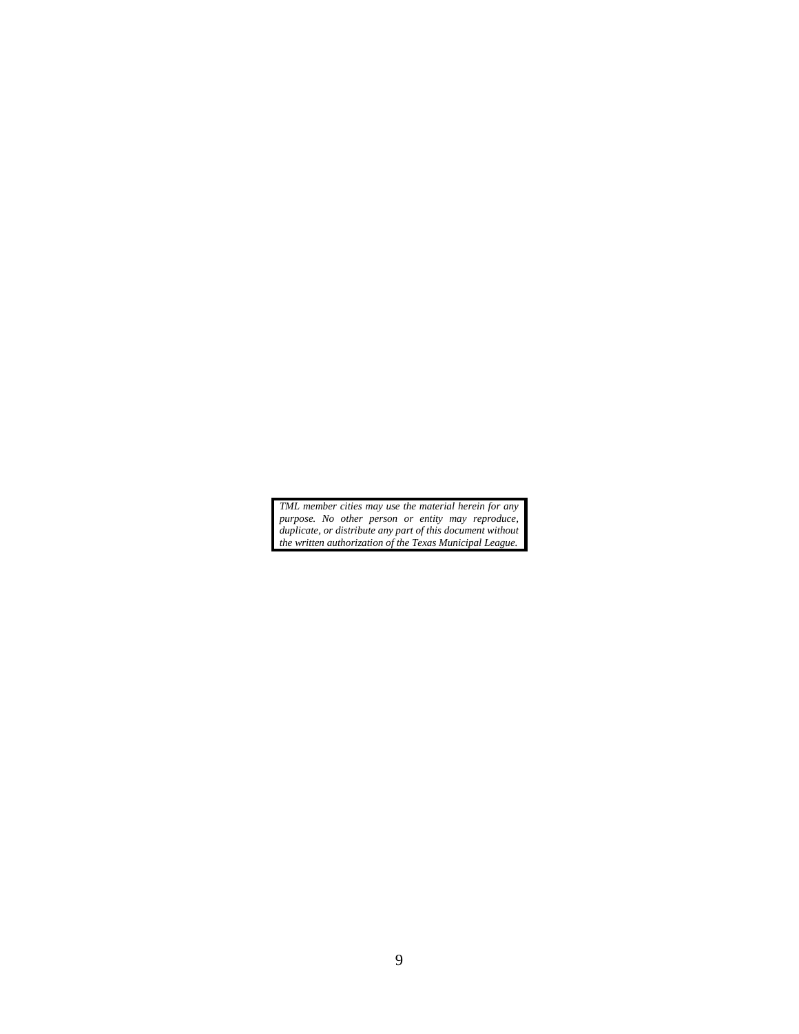*TML member cities may use the material herein for any purpose. No other person or entity may reproduce, duplicate, or distribute any part of this document without the written authorization of the Texas Municipal League.*